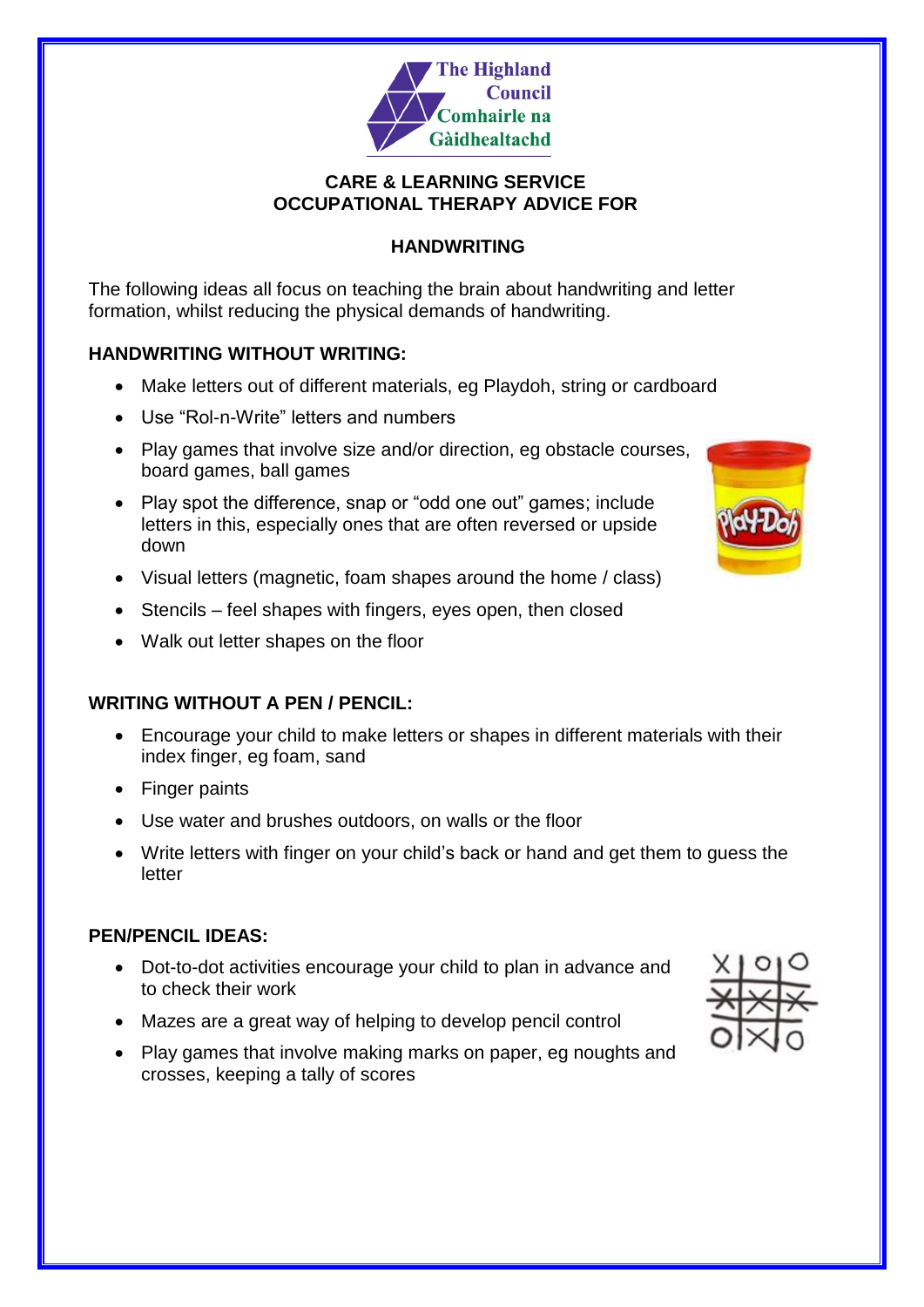The Highland Council
Comhairle na Gàidhealtachd

**CARE & LEARNING SERVICE**
**OCCUPATIONAL THERAPY ADVICE FOR**

# HANDWRITING

The following ideas all focus on teaching the brain about handwriting and letter formation, whilst reducing the physical demands of handwriting.

## HANDWRITING WITHOUT WRITING:

- Make letters out of different materials, eg Playdoh, string or cardboard
- Use "Rol-n-Write" letters and numbers
- Play games that involve size and/or direction, eg obstacle courses, board games, ball games
- Play spot the difference, snap or "odd one out" games; include letters in this, especially ones that are often reversed or upside down
- Visual letters (magnetic, foam shapes around the home / class)
- Stencils – feel shapes with fingers, eyes open, then closed
- Walk out letter shapes on the floor

## WRITING WITHOUT A PEN / PENCIL:

- Encourage your child to make letters or shapes in different materials with their index finger, eg foam, sand
- Finger paints
- Use water and brushes outdoors, on walls or the floor
- Write letters with finger on your child's back or hand and get them to guess the letter

## PEN/PENCIL IDEAS:

- Dot-to-dot activities encourage your child to plan in advance and to check their work
- Mazes are a great way of helping to develop pencil control
- Play games that involve making marks on paper, eg noughts and crosses, keeping a tally of scores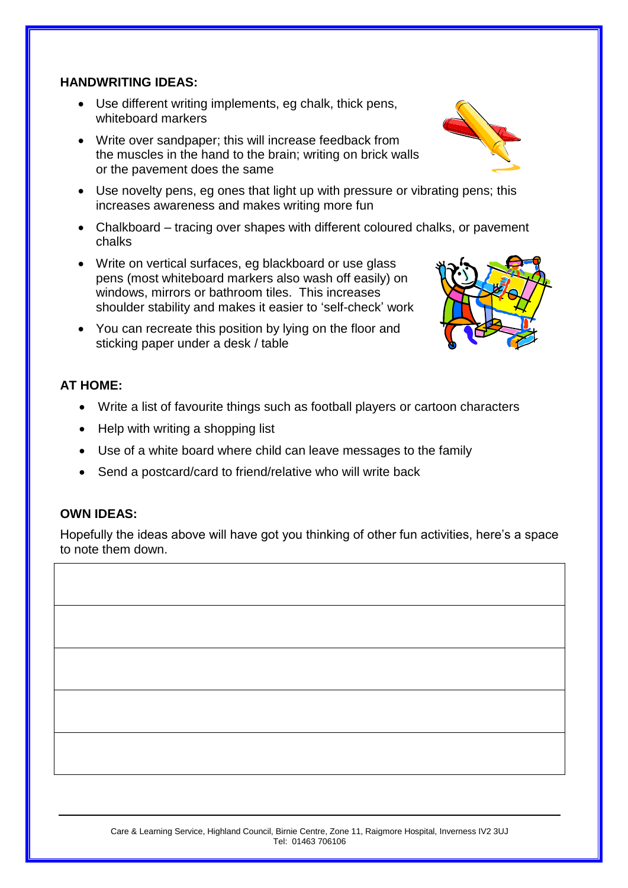**HANDWRITING IDEAS:**

- Use different writing implements, eg chalk, thick pens, whiteboard markers
- Write over sandpaper; this will increase feedback from the muscles in the hand to the brain; writing on brick walls or the pavement does the same
- Use novelty pens, eg ones that light up with pressure or vibrating pens; this increases awareness and makes writing more fun
- Chalkboard – tracing over shapes with different coloured chalks, or pavement chalks
- Write on vertical surfaces, eg blackboard or use glass pens (most whiteboard markers also wash off easily) on windows, mirrors or bathroom tiles. This increases shoulder stability and makes it easier to 'self-check' work
- You can recreate this position by lying on the floor and sticking paper under a desk / table

**AT HOME:**

- Write a list of favourite things such as football players or cartoon characters
- Help with writing a shopping list
- Use of a white board where child can leave messages to the family
- Send a postcard/card to friend/relative who will write back

**OWN IDEAS:**

Hopefully the ideas above will have got you thinking of other fun activities, here's a space to note them down.

| |
|---|
| |
| |
| |
| |
| |

Care & Learning Service, Highland Council, Birnie Centre, Zone 11, Raigmore Hospital, Inverness IV2 3UJ
Tel: 01463 706106